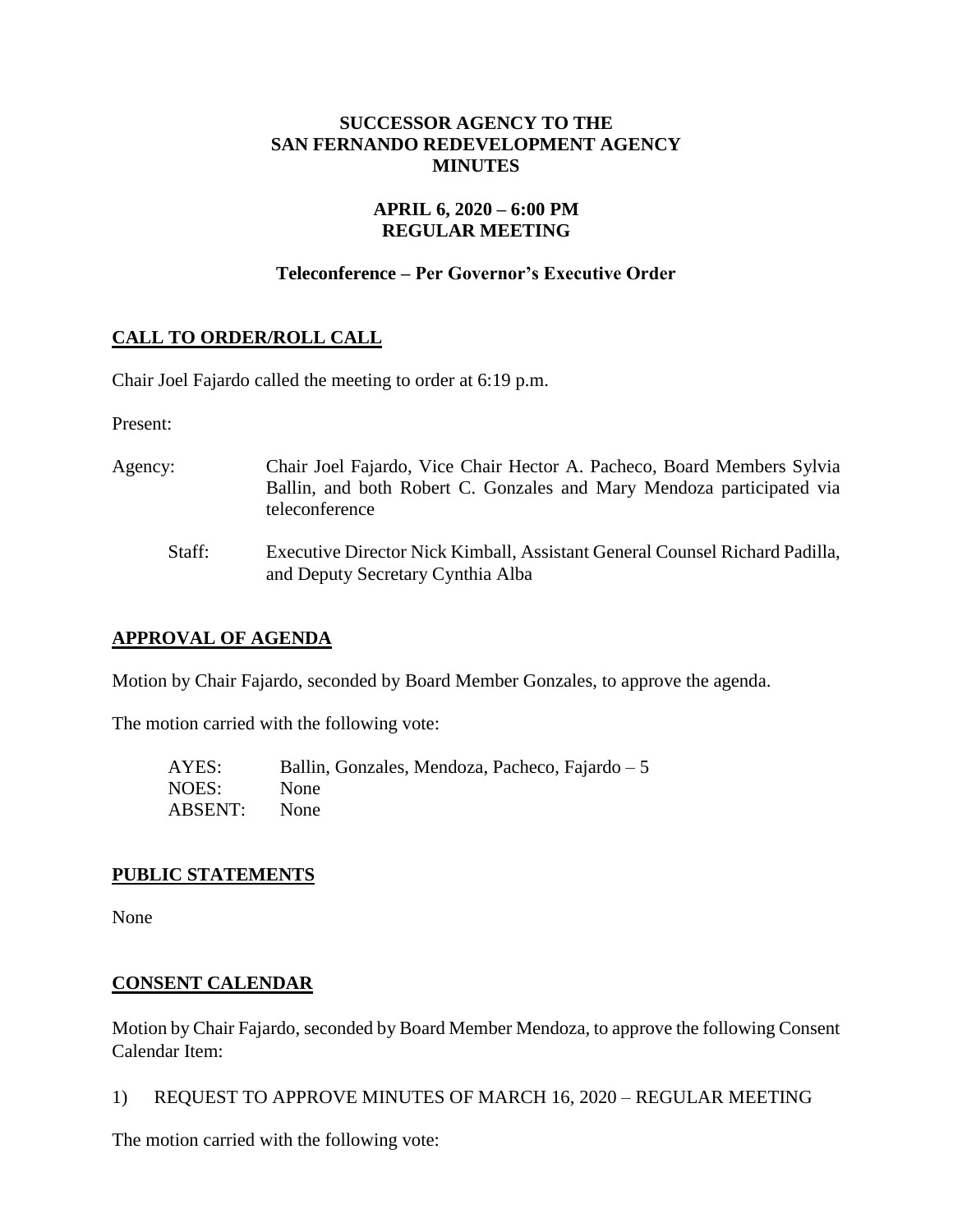# SUCCESSOR AGENCY TO THE SAN FERNANDO REDEVELOPMENT AGENCY MINUTES

## APRIL 6, 2020 – 6:00 PM REGULAR MEETING

### Teleconference – Per Governor's Executive Order

## CALL TO ORDER/ROLL CALL

Chair Joel Fajardo called the meeting to order at 6:19 p.m.

Present:

Agency: Chair Joel Fajardo, Vice Chair Hector A. Pacheco, Board Members Sylvia Ballin, and both Robert C. Gonzales and Mary Mendoza participated via teleconference

Staff: Executive Director Nick Kimball, Assistant General Counsel Richard Padilla, and Deputy Secretary Cynthia Alba

## APPROVAL OF AGENDA

Motion by Chair Fajardo, seconded by Board Member Gonzales, to approve the agenda.

The motion carried with the following vote:

| | |
|---|---|
| AYES: | Ballin, Gonzales, Mendoza, Pacheco, Fajardo – 5 |
| NOES: | None |
| ABSENT: | None |

## PUBLIC STATEMENTS

None

## CONSENT CALENDAR

Motion by Chair Fajardo, seconded by Board Member Mendoza, to approve the following Consent Calendar Item:

1) REQUEST TO APPROVE MINUTES OF MARCH 16, 2020 – REGULAR MEETING

The motion carried with the following vote: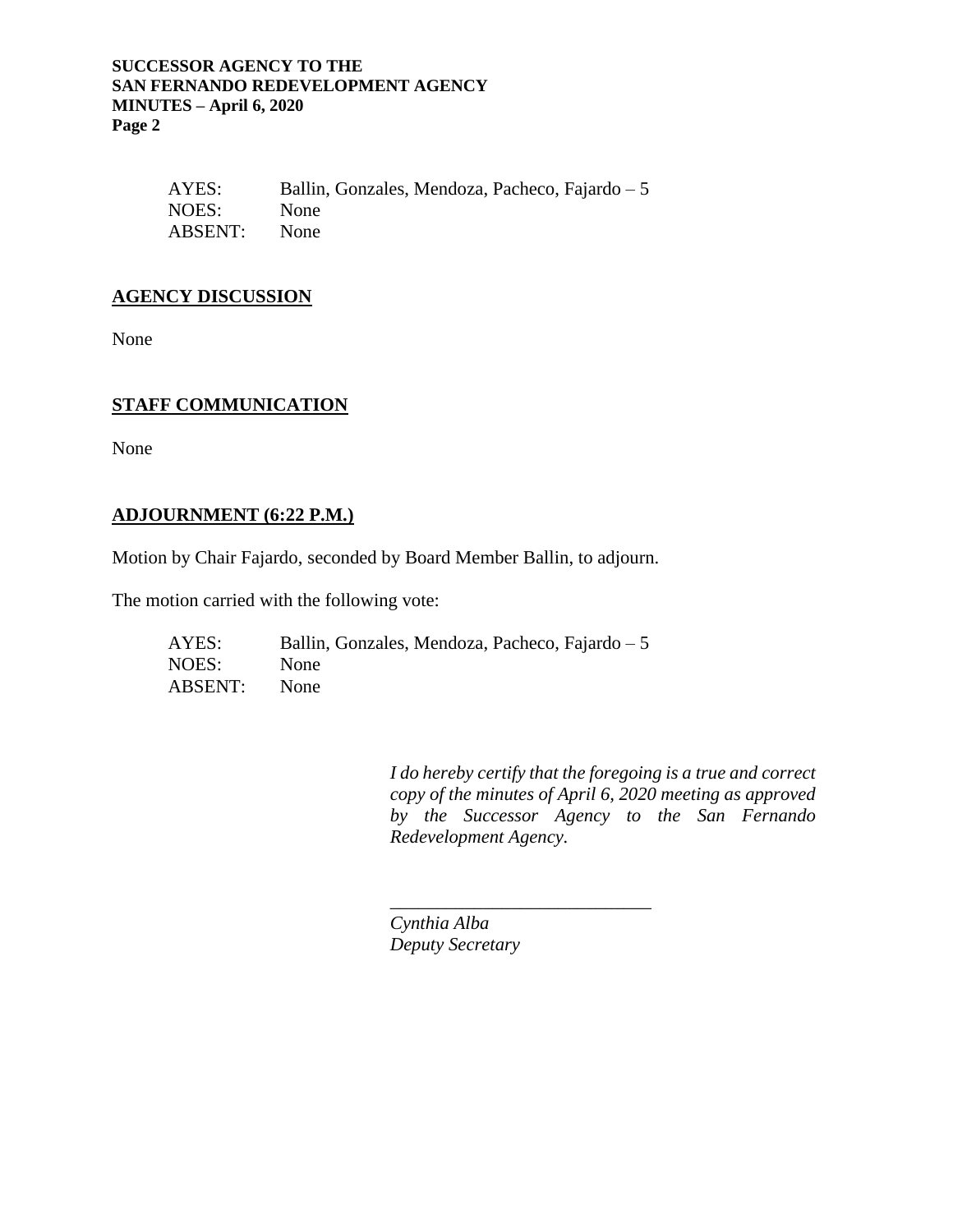| | |
|---|---|
| AYES: | Ballin, Gonzales, Mendoza, Pacheco, Fajardo – 5 |
| NOES: | None |
| ABSENT: | None |

## AGENCY DISCUSSION

None

## STAFF COMMUNICATION

None

## ADJOURNMENT (6:22 P.M.)

Motion by Chair Fajardo, seconded by Board Member Ballin, to adjourn.

The motion carried with the following vote:

| | |
|---|---|
| AYES: | Ballin, Gonzales, Mendoza, Pacheco, Fajardo – 5 |
| NOES: | None |
| ABSENT: | None |

*I do hereby certify that the foregoing is a true and correct copy of the minutes of April 6, 2020 meeting as approved by the Successor Agency to the San Fernando Redevelopment Agency.*

___________________________

*Cynthia Alba*
*Deputy Secretary*